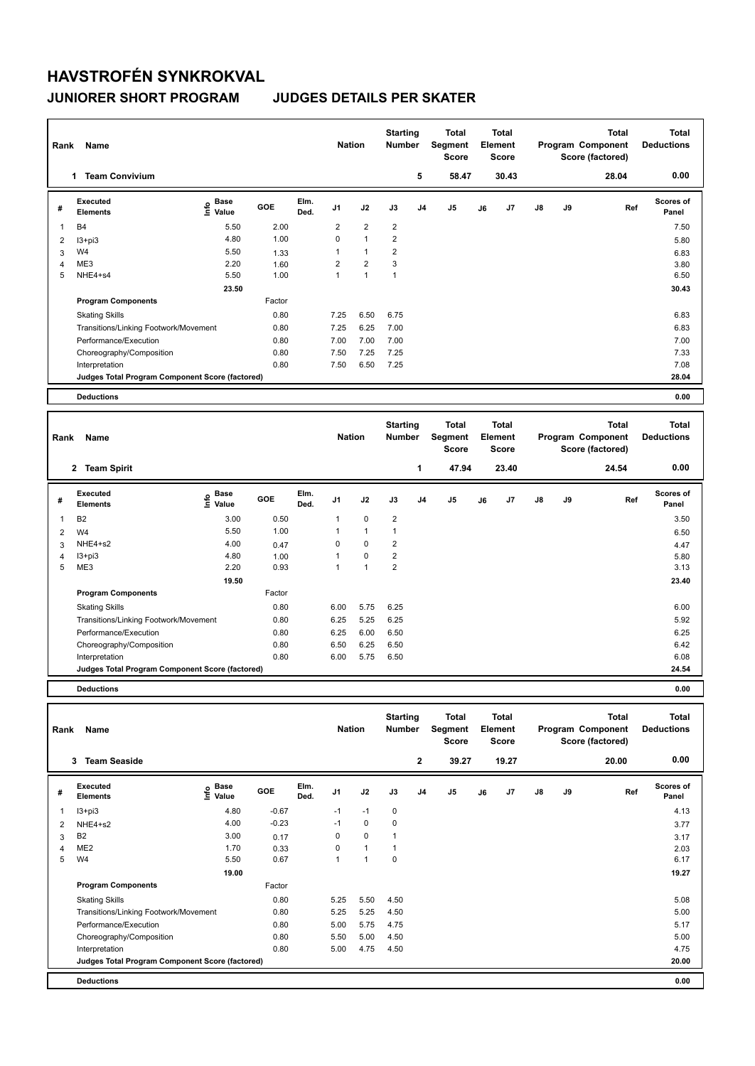# HAVSTROFÉN SYNKROKVAL

## JUNIORER SHORT PROGRAM JUDGES DETAILS PER SKATER

| Rank | Name | Nation | Starting Number | Total Segment Score | Total Element Score | Total Program Component Score (factored) | Total Deductions |
|---|---|---|---|---|---|---|---|
| 1 | Team Convivium | | 5 | 58.47 | 30.43 | 28.04 | 0.00 |

| # | Executed Elements | Info | Base Value | GOE | Elm. Ded. | J1 | J2 | J3 | J4 | J5 | J6 | J7 | J8 | J9 | Ref | Scores of Panel |
|---|---|---|---|---|---|---|---|---|---|---|---|---|---|---|---|---|
| 1 | B4 | | 5.50 | 2.00 | | 2 | 2 | 2 | | | | | | | | 7.50 |
| 2 | I3+pi3 | | 4.80 | 1.00 | | 0 | 1 | 2 | | | | | | | | 5.80 |
| 3 | W4 | | 5.50 | 1.33 | | 1 | 1 | 2 | | | | | | | | 6.83 |
| 4 | ME3 | | 2.20 | 1.60 | | 2 | 2 | 3 | | | | | | | | 3.80 |
| 5 | NHE4+s4 | | 5.50 | 1.00 | | 1 | 1 | 1 | | | | | | | | 6.50 |
| | | | 23.50 | | | | | | | | | | | | | 30.43 |
| | Program Components | | | Factor | | | | | | | | | | | | |
| | Skating Skills | | | 0.80 | | 7.25 | 6.50 | 6.75 | | | | | | | | 6.83 |
| | Transitions/Linking Footwork/Movement | | | 0.80 | | 7.25 | 6.25 | 7.00 | | | | | | | | 6.83 |
| | Performance/Execution | | | 0.80 | | 7.00 | 7.00 | 7.00 | | | | | | | | 7.00 |
| | Choreography/Composition | | | 0.80 | | 7.50 | 7.25 | 7.25 | | | | | | | | 7.33 |
| | Interpretation | | | 0.80 | | 7.50 | 6.50 | 7.25 | | | | | | | | 7.08 |
| | Judges Total Program Component Score (factored) | | | | | | | | | | | | | | | 28.04 |
| | Deductions | | | | | | | | | | | | | | | 0.00 |

| Rank | Name | Nation | Starting Number | Total Segment Score | Total Element Score | Total Program Component Score (factored) | Total Deductions |
|---|---|---|---|---|---|---|---|
| 2 | Team Spirit | | 1 | 47.94 | 23.40 | 24.54 | 0.00 |

| # | Executed Elements | Info | Base Value | GOE | Elm. Ded. | J1 | J2 | J3 | J4 | J5 | J6 | J7 | J8 | J9 | Ref | Scores of Panel |
|---|---|---|---|---|---|---|---|---|---|---|---|---|---|---|---|---|
| 1 | B2 | | 3.00 | 0.50 | | 1 | 0 | 2 | | | | | | | | 3.50 |
| 2 | W4 | | 5.50 | 1.00 | | 1 | 1 | 1 | | | | | | | | 6.50 |
| 3 | NHE4+s2 | | 4.00 | 0.47 | | 0 | 0 | 2 | | | | | | | | 4.47 |
| 4 | I3+pi3 | | 4.80 | 1.00 | | 1 | 0 | 2 | | | | | | | | 5.80 |
| 5 | ME3 | | 2.20 | 0.93 | | 1 | 1 | 2 | | | | | | | | 3.13 |
| | | | 19.50 | | | | | | | | | | | | | 23.40 |
| | Program Components | | | Factor | | | | | | | | | | | | |
| | Skating Skills | | | 0.80 | | 6.00 | 5.75 | 6.25 | | | | | | | | 6.00 |
| | Transitions/Linking Footwork/Movement | | | 0.80 | | 6.25 | 5.25 | 6.25 | | | | | | | | 5.92 |
| | Performance/Execution | | | 0.80 | | 6.25 | 6.00 | 6.50 | | | | | | | | 6.25 |
| | Choreography/Composition | | | 0.80 | | 6.50 | 6.25 | 6.50 | | | | | | | | 6.42 |
| | Interpretation | | | 0.80 | | 6.00 | 5.75 | 6.50 | | | | | | | | 6.08 |
| | Judges Total Program Component Score (factored) | | | | | | | | | | | | | | | 24.54 |
| | Deductions | | | | | | | | | | | | | | | 0.00 |

| Rank | Name | Nation | Starting Number | Total Segment Score | Total Element Score | Total Program Component Score (factored) | Total Deductions |
|---|---|---|---|---|---|---|---|
| 3 | Team Seaside | | 2 | 39.27 | 19.27 | 20.00 | 0.00 |

| # | Executed Elements | Info | Base Value | GOE | Elm. Ded. | J1 | J2 | J3 | J4 | J5 | J6 | J7 | J8 | J9 | Ref | Scores of Panel |
|---|---|---|---|---|---|---|---|---|---|---|---|---|---|---|---|---|
| 1 | I3+pi3 | | 4.80 | -0.67 | | -1 | -1 | 0 | | | | | | | | 4.13 |
| 2 | NHE4+s2 | | 4.00 | -0.23 | | -1 | 0 | 0 | | | | | | | | 3.77 |
| 3 | B2 | | 3.00 | 0.17 | | 0 | 0 | 1 | | | | | | | | 3.17 |
| 4 | ME2 | | 1.70 | 0.33 | | 0 | 1 | 1 | | | | | | | | 2.03 |
| 5 | W4 | | 5.50 | 0.67 | | 1 | 1 | 0 | | | | | | | | 6.17 |
| | | | 19.00 | | | | | | | | | | | | | 19.27 |
| | Program Components | | | Factor | | | | | | | | | | | | |
| | Skating Skills | | | 0.80 | | 5.25 | 5.50 | 4.50 | | | | | | | | 5.08 |
| | Transitions/Linking Footwork/Movement | | | 0.80 | | 5.25 | 5.25 | 4.50 | | | | | | | | 5.00 |
| | Performance/Execution | | | 0.80 | | 5.00 | 5.75 | 4.75 | | | | | | | | 5.17 |
| | Choreography/Composition | | | 0.80 | | 5.50 | 5.00 | 4.50 | | | | | | | | 5.00 |
| | Interpretation | | | 0.80 | | 5.00 | 4.75 | 4.50 | | | | | | | | 4.75 |
| | Judges Total Program Component Score (factored) | | | | | | | | | | | | | | | 20.00 |
| | Deductions | | | | | | | | | | | | | | | 0.00 |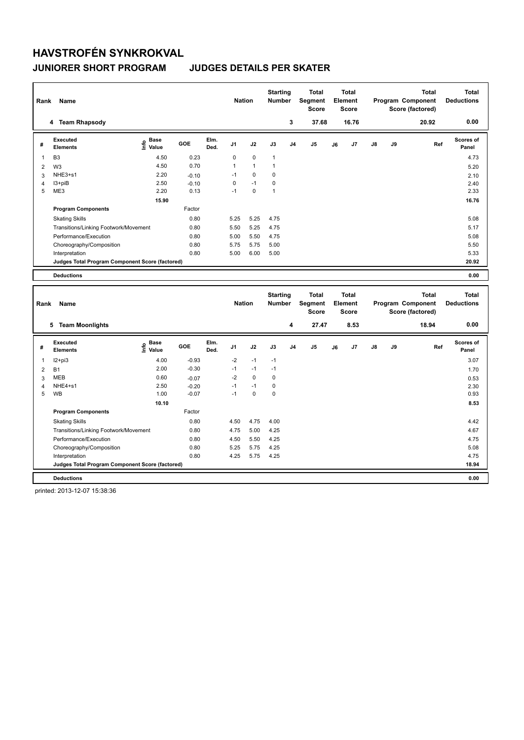# HAVSTROFÉN SYNKROKVAL

## JUNIORER SHORT PROGRAM JUDGES DETAILS PER SKATER

| Rank | Name | Nation | Starting Number | Total Segment Score | Total Element Score | Total Program Component Score (factored) | Total Deductions |
|---|---|---|---|---|---|---|---|
| 4 | Team Rhapsody | | 3 | 37.68 | 16.76 | 20.92 | 0.00 |

| # | Executed Elements | Info | Base Value | GOE | Elm. Ded. | J1 | J2 | J3 | J4 | J5 | J6 | J7 | J8 | J9 | Ref | Scores of Panel |
|---|---|---|---|---|---|---|---|---|---|---|---|---|---|---|---|---|
| 1 | B3 | | 4.50 | 0.23 | | 0 | 0 | 1 | | | | | | | | 4.73 |
| 2 | W3 | | 4.50 | 0.70 | | 1 | 1 | 1 | | | | | | | | 5.20 |
| 3 | NHE3+s1 | | 2.20 | -0.10 | | -1 | 0 | 0 | | | | | | | | 2.10 |
| 4 | I3+piB | | 2.50 | -0.10 | | 0 | -1 | 0 | | | | | | | | 2.40 |
| 5 | ME3 | | 2.20 | 0.13 | | -1 | 0 | 1 | | | | | | | | 2.33 |
| | | | 15.90 | | | | | | | | | | | | | 16.76 |
| | **Program Components** | | | Factor | | | | | | | | | | | | |
| | Skating Skills | | | 0.80 | | 5.25 | 5.25 | 4.75 | | | | | | | | 5.08 |
| | Transitions/Linking Footwork/Movement | | | 0.80 | | 5.50 | 5.25 | 4.75 | | | | | | | | 5.17 |
| | Performance/Execution | | | 0.80 | | 5.00 | 5.50 | 4.75 | | | | | | | | 5.08 |
| | Choreography/Composition | | | 0.80 | | 5.75 | 5.75 | 5.00 | | | | | | | | 5.50 |
| | Interpretation | | | 0.80 | | 5.00 | 6.00 | 5.00 | | | | | | | | 5.33 |
| | **Judges Total Program Component Score (factored)** | | | | | | | | | | | | | | | 20.92 |
| | **Deductions** | | | | | | | | | | | | | | | 0.00 |

| Rank | Name | Nation | Starting Number | Total Segment Score | Total Element Score | Total Program Component Score (factored) | Total Deductions |
|---|---|---|---|---|---|---|---|
| 5 | Team Moonlights | | 4 | 27.47 | 8.53 | 18.94 | 0.00 |

| # | Executed Elements | Info | Base Value | GOE | Elm. Ded. | J1 | J2 | J3 | J4 | J5 | J6 | J7 | J8 | J9 | Ref | Scores of Panel |
|---|---|---|---|---|---|---|---|---|---|---|---|---|---|---|---|---|
| 1 | I2+pi3 | | 4.00 | -0.93 | | -2 | -1 | -1 | | | | | | | | 3.07 |
| 2 | B1 | | 2.00 | -0.30 | | -1 | -1 | -1 | | | | | | | | 1.70 |
| 3 | MEB | | 0.60 | -0.07 | | -2 | 0 | 0 | | | | | | | | 0.53 |
| 4 | NHE4+s1 | | 2.50 | -0.20 | | -1 | -1 | 0 | | | | | | | | 2.30 |
| 5 | WB | | 1.00 | -0.07 | | -1 | 0 | 0 | | | | | | | | 0.93 |
| | | | 10.10 | | | | | | | | | | | | | 8.53 |
| | **Program Components** | | | Factor | | | | | | | | | | | | |
| | Skating Skills | | | 0.80 | | 4.50 | 4.75 | 4.00 | | | | | | | | 4.42 |
| | Transitions/Linking Footwork/Movement | | | 0.80 | | 4.75 | 5.00 | 4.25 | | | | | | | | 4.67 |
| | Performance/Execution | | | 0.80 | | 4.50 | 5.50 | 4.25 | | | | | | | | 4.75 |
| | Choreography/Composition | | | 0.80 | | 5.25 | 5.75 | 4.25 | | | | | | | | 5.08 |
| | Interpretation | | | 0.80 | | 4.25 | 5.75 | 4.25 | | | | | | | | 4.75 |
| | **Judges Total Program Component Score (factored)** | | | | | | | | | | | | | | | 18.94 |
| | **Deductions** | | | | | | | | | | | | | | | 0.00 |

printed: 2013-12-07 15:38:36